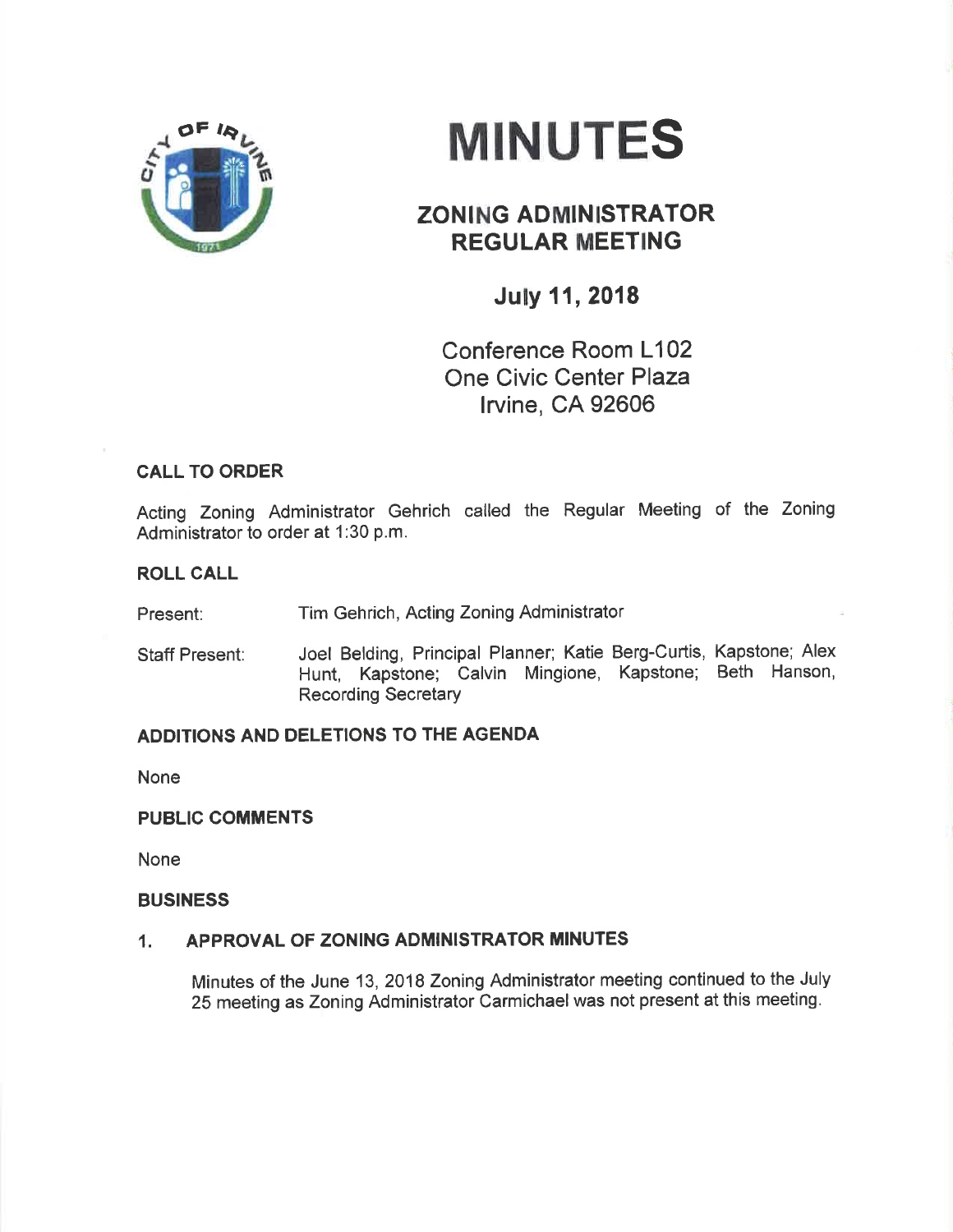# MINUTES

## ZONING ADMINISTRATOR REGULAR MEETING

### July 11, 2018

Conference Room L102
One Civic Center Plaza
Irvine, CA 92606

**CALL TO ORDER**

Acting Zoning Administrator Gehrich called the Regular Meeting of the Zoning Administrator to order at 1:30 p.m.

**ROLL CALL**

Present: Tim Gehrich, Acting Zoning Administrator

Staff Present: Joel Belding, Principal Planner; Katie Berg-Curtis, Kapstone; Alex Hunt, Kapstone; Calvin Mingione, Kapstone; Beth Hanson, Recording Secretary

**ADDITIONS AND DELETIONS TO THE AGENDA**

None

**PUBLIC COMMENTS**

None

**BUSINESS**

1. **APPROVAL OF ZONING ADMINISTRATOR MINUTES**

   Minutes of the June 13, 2018 Zoning Administrator meeting continued to the July 25 meeting as Zoning Administrator Carmichael was not present at this meeting.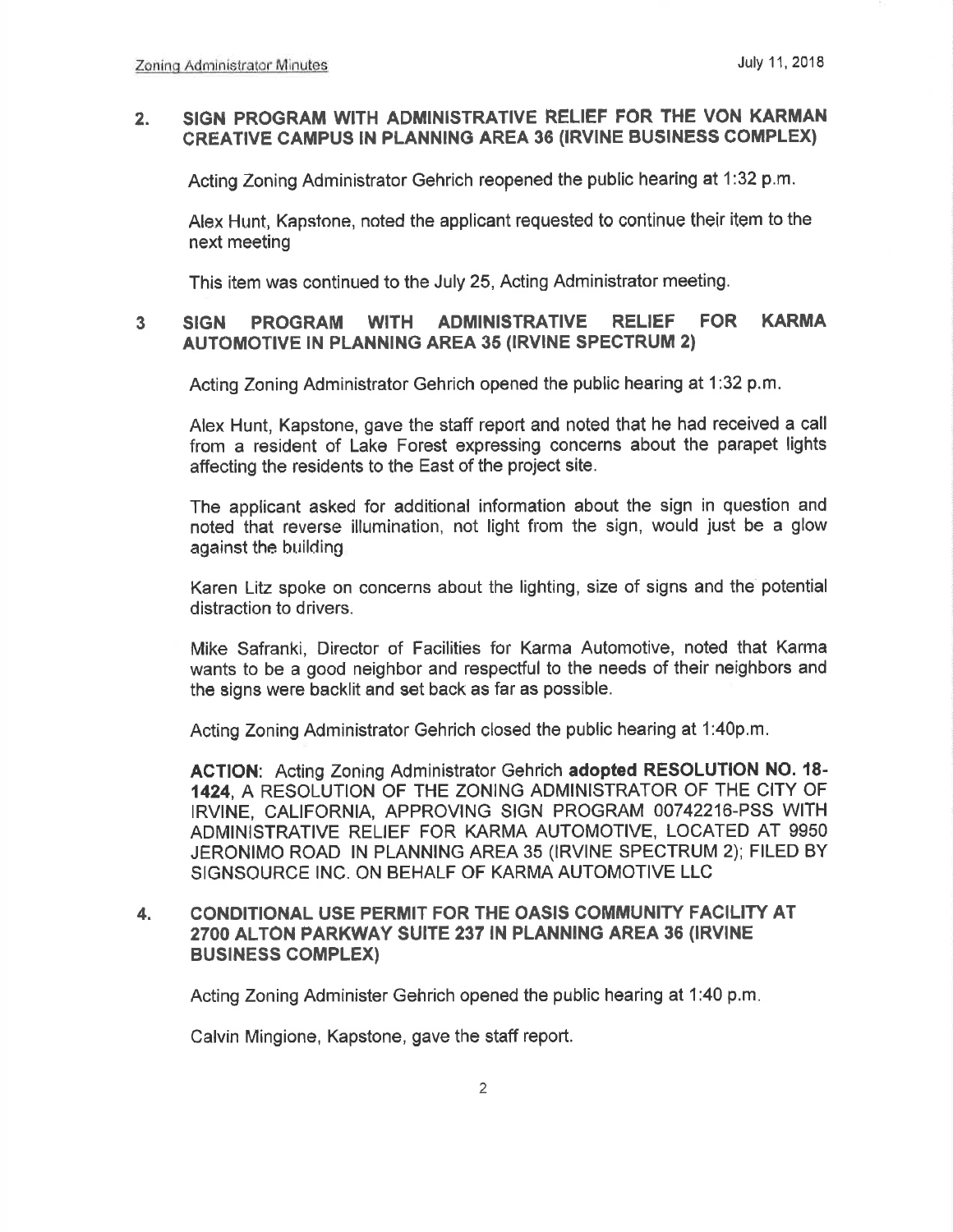## 2. SIGN PROGRAM WITH ADMINISTRATIVE RELIEF FOR THE VON KARMAN CREATIVE CAMPUS IN PLANNING AREA 36 (IRVINE BUSINESS COMPLEX)

Acting Zoning Administrator Gehrich reopened the public hearing at 1:32 p.m.

Alex Hunt, Kapstone, noted the applicant requested to continue their item to the next meeting

This item was continued to the July 25, Acting Administrator meeting.

## 3 SIGN PROGRAM WITH ADMINISTRATIVE RELIEF FOR KARMA AUTOMOTIVE IN PLANNING AREA 35 (IRVINE SPECTRUM 2)

Acting Zoning Administrator Gehrich opened the public hearing at 1:32 p.m.

Alex Hunt, Kapstone, gave the staff report and noted that he had received a call from a resident of Lake Forest expressing concerns about the parapet lights affecting the residents to the East of the project site.

The applicant asked for additional information about the sign in question and noted that reverse illumination, not light from the sign, would just be a glow against the building

Karen Litz spoke on concerns about the lighting, size of signs and the potential distraction to drivers.

Mike Safranki, Director of Facilities for Karma Automotive, noted that Karma wants to be a good neighbor and respectful to the needs of their neighbors and the signs were backlit and set back as far as possible.

Acting Zoning Administrator Gehrich closed the public hearing at 1:40p.m.

**ACTION**: Acting Zoning Administrator Gehrich **adopted RESOLUTION NO. 18-1424**, A RESOLUTION OF THE ZONING ADMINISTRATOR OF THE CITY OF IRVINE, CALIFORNIA, APPROVING SIGN PROGRAM 00742216-PSS WITH ADMINISTRATIVE RELIEF FOR KARMA AUTOMOTIVE, LOCATED AT 9950 JERONIMO ROAD IN PLANNING AREA 35 (IRVINE SPECTRUM 2); FILED BY SIGNSOURCE INC. ON BEHALF OF KARMA AUTOMOTIVE LLC

## 4. CONDITIONAL USE PERMIT FOR THE OASIS COMMUNITY FACILITY AT 2700 ALTON PARKWAY SUITE 237 IN PLANNING AREA 36 (IRVINE BUSINESS COMPLEX)

Acting Zoning Administer Gehrich opened the public hearing at 1:40 p.m.

Calvin Mingione, Kapstone, gave the staff report.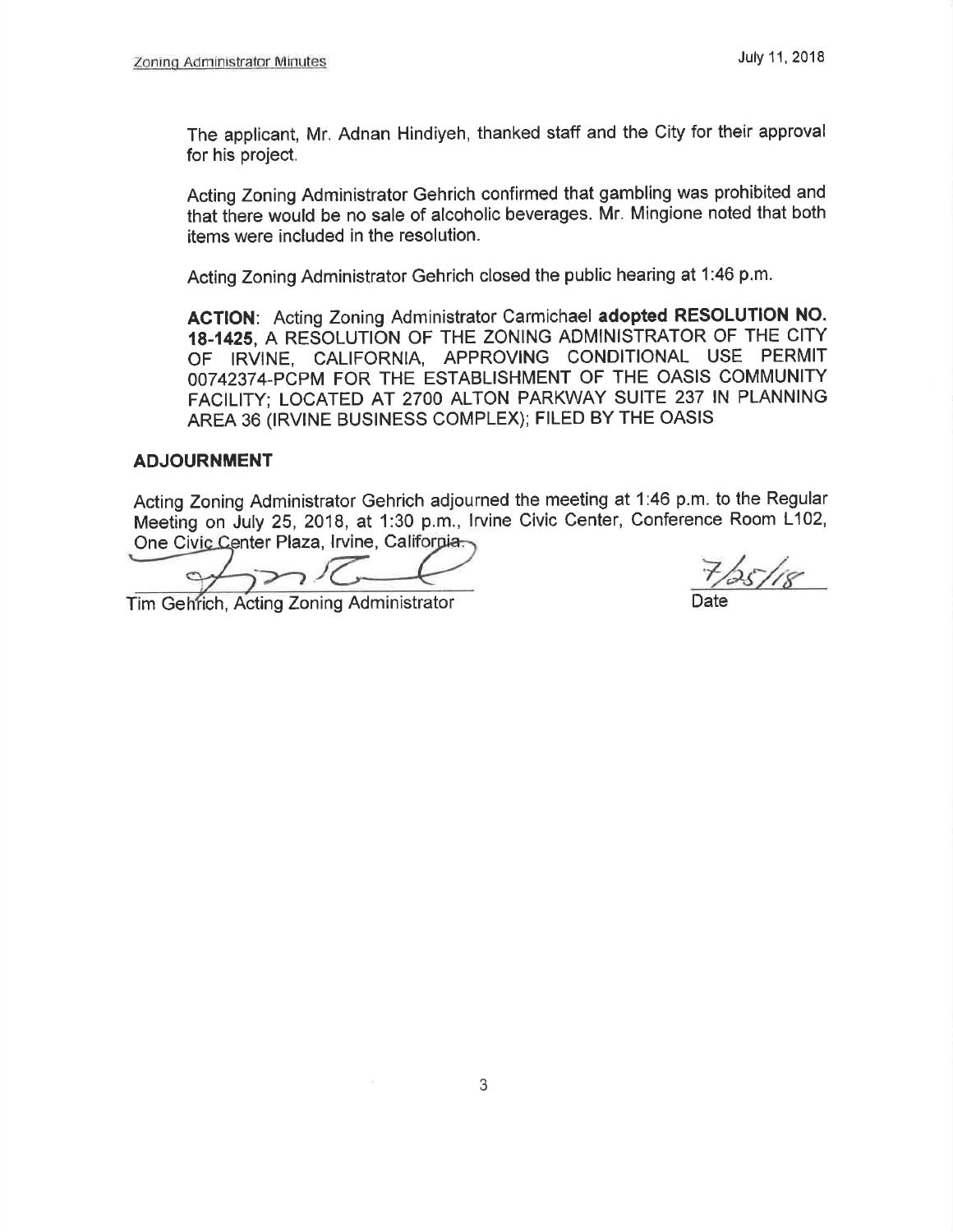The applicant, Mr. Adnan Hindiyeh, thanked staff and the City for their approval for his project.

Acting Zoning Administrator Gehrich confirmed that gambling was prohibited and that there would be no sale of alcoholic beverages. Mr. Mingione noted that both items were included in the resolution.

Acting Zoning Administrator Gehrich closed the public hearing at 1:46 p.m.

**ACTION**: Acting Zoning Administrator Carmichael **adopted RESOLUTION NO. 18-1425**, A RESOLUTION OF THE ZONING ADMINISTRATOR OF THE CITY OF IRVINE, CALIFORNIA, APPROVING CONDITIONAL USE PERMIT 00742374-PCPM FOR THE ESTABLISHMENT OF THE OASIS COMMUNITY FACILITY; LOCATED AT 2700 ALTON PARKWAY SUITE 237 IN PLANNING AREA 36 (IRVINE BUSINESS COMPLEX); FILED BY THE OASIS

## ADJOURNMENT

Acting Zoning Administrator Gehrich adjourned the meeting at 1:46 p.m. to the Regular Meeting on July 25, 2018, at 1:30 p.m., Irvine Civic Center, Conference Room L102, One Civic Center Plaza, Irvine, California.

Tim Gehrich, Acting Zoning Administrator

7/25/18
Date